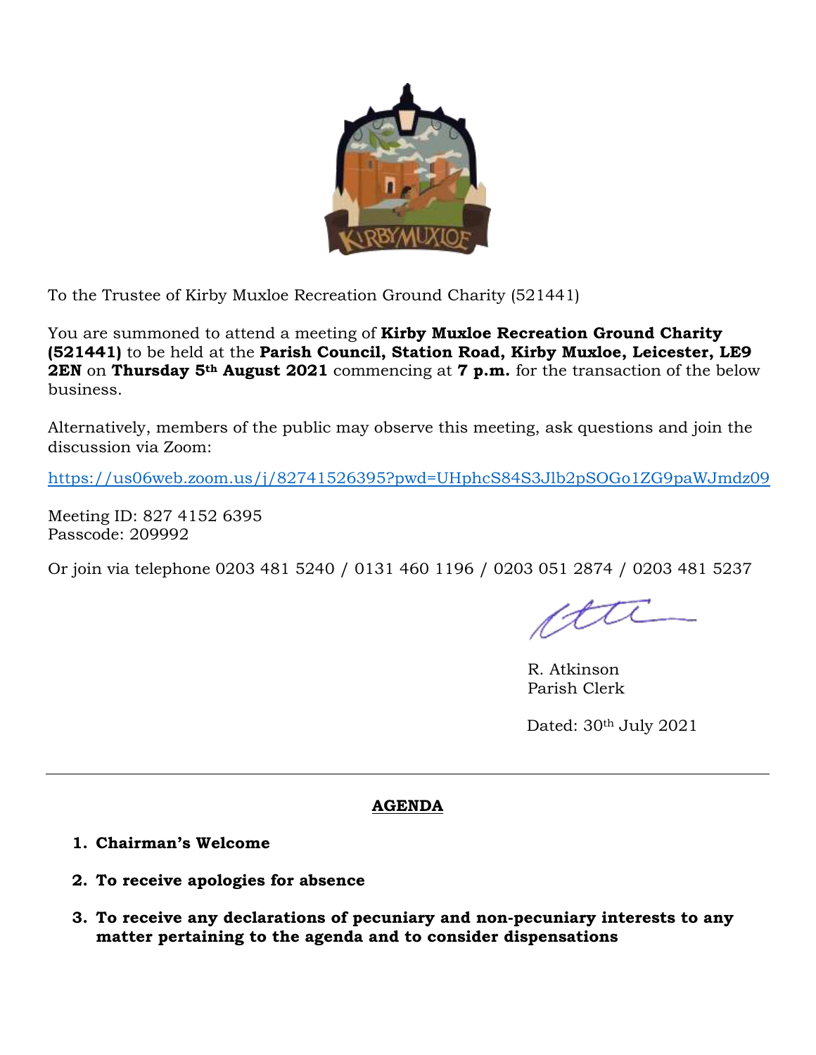To the Trustee of Kirby Muxloe Recreation Ground Charity (521441)

You are summoned to attend a meeting of **Kirby Muxloe Recreation Ground Charity (521441)** to be held at the **Parish Council, Station Road, Kirby Muxloe, Leicester, LE9 2EN** on **Thursday 5th August 2021** commencing at **7 p.m.** for the transaction of the below business.

Alternatively, members of the public may observe this meeting, ask questions and join the discussion via Zoom:

https://us06web.zoom.us/j/82741526395?pwd=UHphcS84S3Jlb2pSOGo1ZG9paWJmdz09

Meeting ID: 827 4152 6395
Passcode: 209992

Or join via telephone 0203 481 5240 / 0131 460 1196 / 0203 051 2874 / 0203 481 5237

R. Atkinson
Parish Clerk

Dated: 30th July 2021

---

## AGENDA

1. **Chairman's Welcome**
2. **To receive apologies for absence**
3. **To receive any declarations of pecuniary and non-pecuniary interests to any matter pertaining to the agenda and to consider dispensations**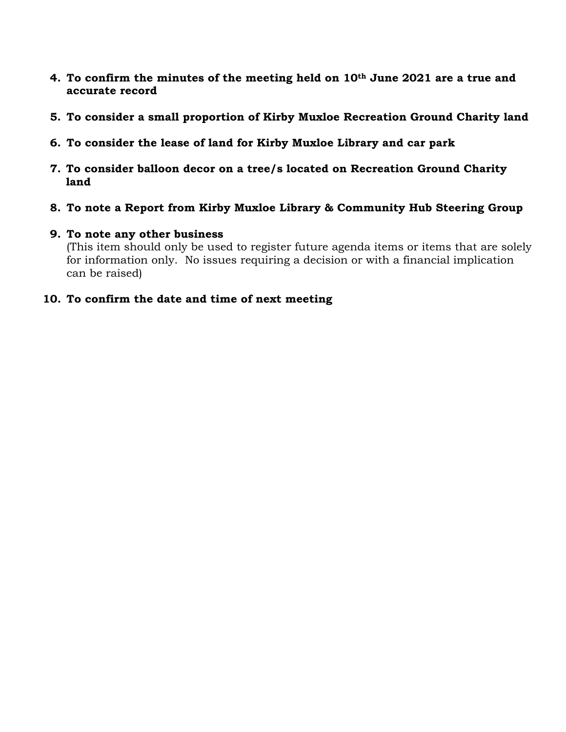4. **To confirm the minutes of the meeting held on 10th June 2021 are a true and accurate record**

5. **To consider a small proportion of Kirby Muxloe Recreation Ground Charity land**

6. **To consider the lease of land for Kirby Muxloe Library and car park**

7. **To consider balloon decor on a tree/s located on Recreation Ground Charity land**

8. **To note a Report from Kirby Muxloe Library & Community Hub Steering Group**

9. **To note any other business**
   (This item should only be used to register future agenda items or items that are solely for information only. No issues requiring a decision or with a financial implication can be raised)

10. **To confirm the date and time of next meeting**